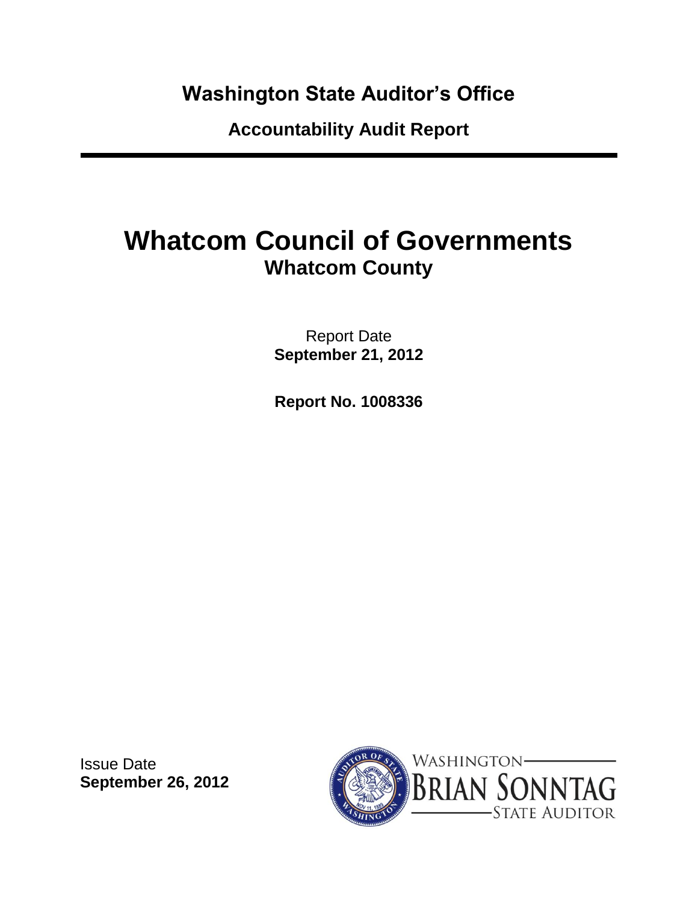# Washington State Auditor's Office

## Accountability Audit Report

---

# Whatcom Council of Governments

## Whatcom County

Report Date
**September 21, 2012**

**Report No. 1008336**

Issue Date
**September 26, 2012**

WASHINGTON
BRIAN SONNTAG
STATE AUDITOR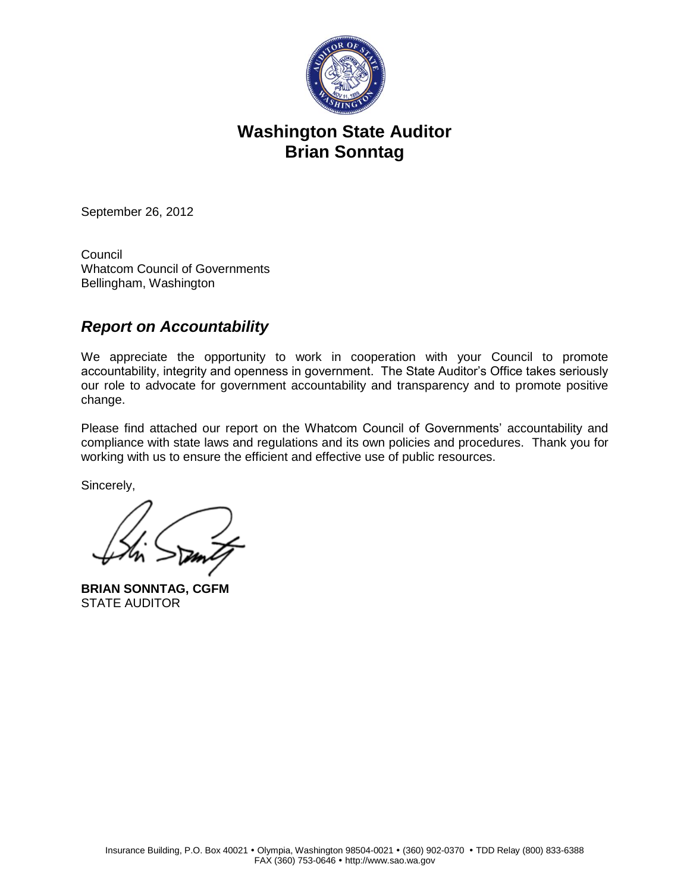# Washington State Auditor
# Brian Sonntag

September 26, 2012

Council
Whatcom Council of Governments
Bellingham, Washington

## *Report on Accountability*

We appreciate the opportunity to work in cooperation with your Council to promote accountability, integrity and openness in government. The State Auditor's Office takes seriously our role to advocate for government accountability and transparency and to promote positive change.

Please find attached our report on the Whatcom Council of Governments' accountability and compliance with state laws and regulations and its own policies and procedures. Thank you for working with us to ensure the efficient and effective use of public resources.

Sincerely,

**BRIAN SONNTAG, CGFM**
STATE AUDITOR

Insurance Building, P.O. Box 40021 • Olympia, Washington 98504-0021 • (360) 902-0370 • TDD Relay (800) 833-6388
FAX (360) 753-0646 • http://www.sao.wa.gov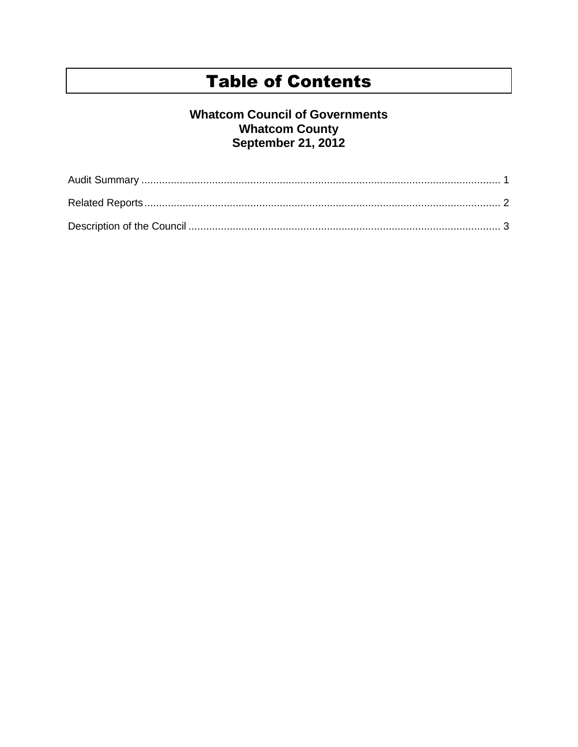# Table of Contents

**Whatcom Council of Governments**
**Whatcom County**
**September 21, 2012**

Audit Summary ........................................................................................................................ 1

Related Reports ........................................................................................................................ 2

Description of the Council ........................................................................................................ 3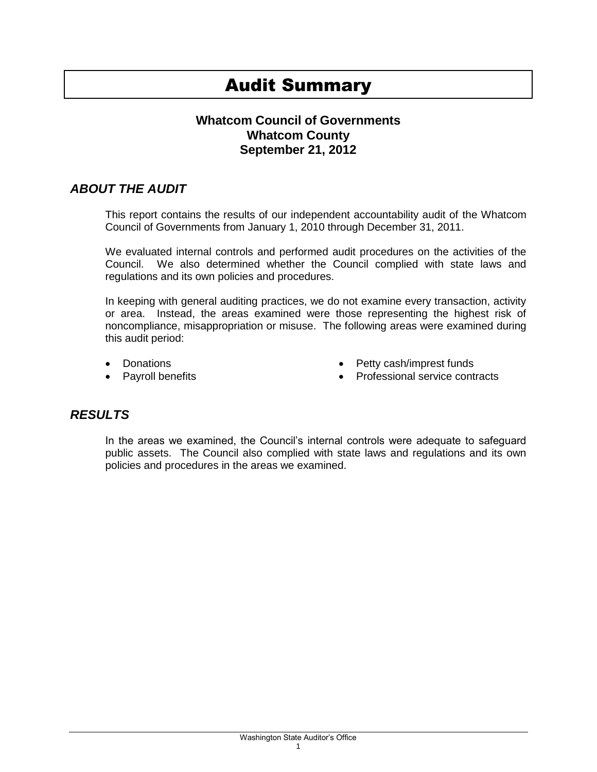# Audit Summary

**Whatcom Council of Governments**
**Whatcom County**
**September 21, 2012**

## *ABOUT THE AUDIT*

This report contains the results of our independent accountability audit of the Whatcom Council of Governments from January 1, 2010 through December 31, 2011.

We evaluated internal controls and performed audit procedures on the activities of the Council. We also determined whether the Council complied with state laws and regulations and its own policies and procedures.

In keeping with general auditing practices, we do not examine every transaction, activity or area. Instead, the areas examined were those representing the highest risk of noncompliance, misappropriation or misuse. The following areas were examined during this audit period:

- Donations
- Payroll benefits
- Petty cash/imprest funds
- Professional service contracts

## *RESULTS*

In the areas we examined, the Council's internal controls were adequate to safeguard public assets. The Council also complied with state laws and regulations and its own policies and procedures in the areas we examined.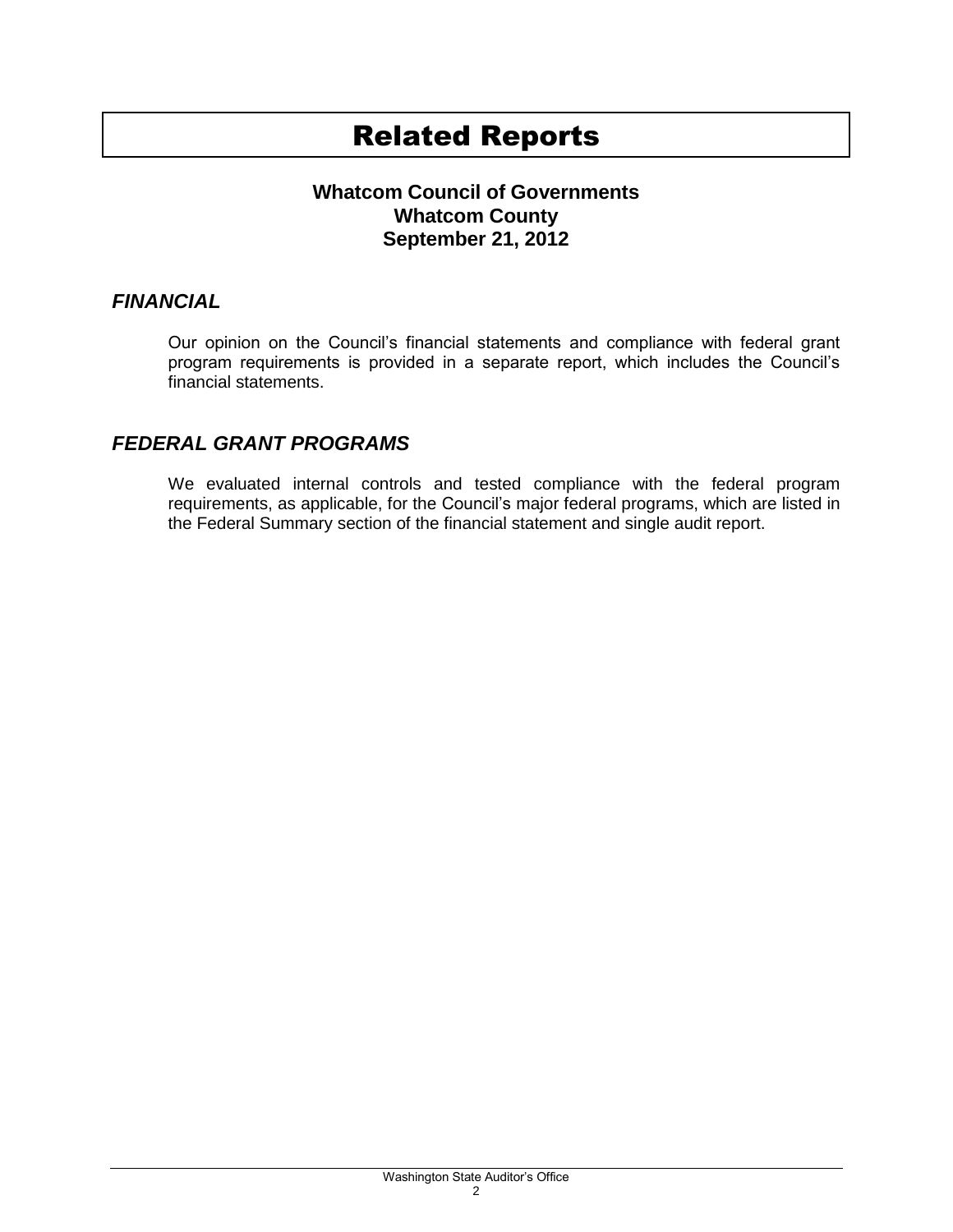# Related Reports

**Whatcom Council of Governments**
**Whatcom County**
**September 21, 2012**

## *FINANCIAL*

Our opinion on the Council's financial statements and compliance with federal grant program requirements is provided in a separate report, which includes the Council's financial statements.

## *FEDERAL GRANT PROGRAMS*

We evaluated internal controls and tested compliance with the federal program requirements, as applicable, for the Council's major federal programs, which are listed in the Federal Summary section of the financial statement and single audit report.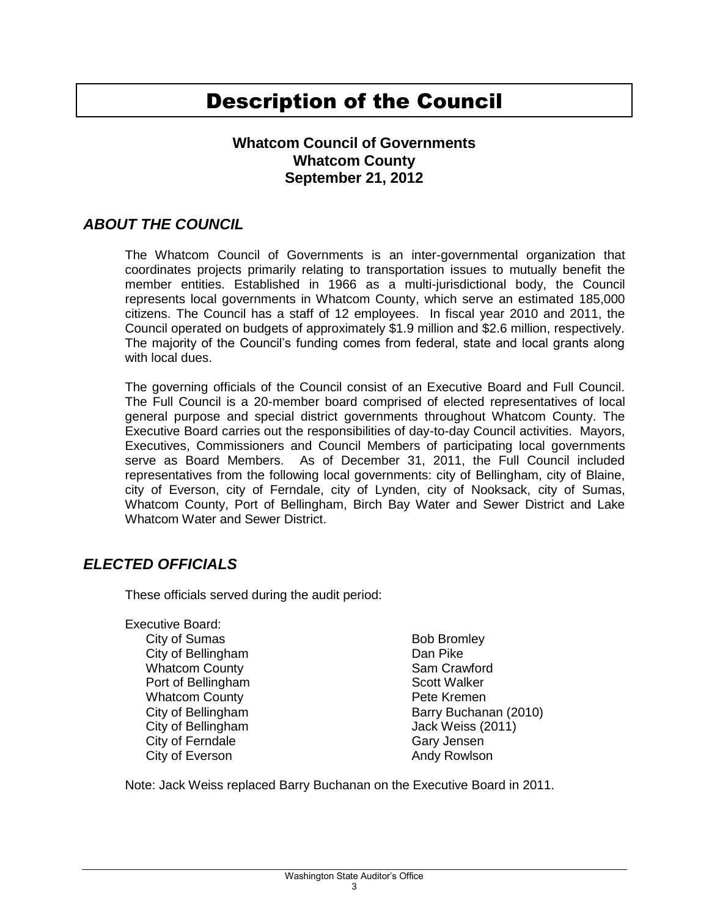// Description of the Council

**Whatcom Council of Governments**
**Whatcom County**
**September 21, 2012**

## *ABOUT THE COUNCIL*

The Whatcom Council of Governments is an inter-governmental organization that coordinates projects primarily relating to transportation issues to mutually benefit the member entities. Established in 1966 as a multi-jurisdictional body, the Council represents local governments in Whatcom County, which serve an estimated 185,000 citizens. The Council has a staff of 12 employees. In fiscal year 2010 and 2011, the Council operated on budgets of approximately $1.9 million and $2.6 million, respectively. The majority of the Council's funding comes from federal, state and local grants along with local dues.

The governing officials of the Council consist of an Executive Board and Full Council. The Full Council is a 20-member board comprised of elected representatives of local general purpose and special district governments throughout Whatcom County. The Executive Board carries out the responsibilities of day-to-day Council activities. Mayors, Executives, Commissioners and Council Members of participating local governments serve as Board Members. As of December 31, 2011, the Full Council included representatives from the following local governments: city of Bellingham, city of Blaine, city of Everson, city of Ferndale, city of Lynden, city of Nooksack, city of Sumas, Whatcom County, Port of Bellingham, Birch Bay Water and Sewer District and Lake Whatcom Water and Sewer District.

## *ELECTED OFFICIALS*

These officials served during the audit period:

Executive Board:

| | |
|---|---|
| City of Sumas | Bob Bromley |
| City of Bellingham | Dan Pike |
| Whatcom County | Sam Crawford |
| Port of Bellingham | Scott Walker |
| Whatcom County | Pete Kremen |
| City of Bellingham | Barry Buchanan (2010) |
| City of Bellingham | Jack Weiss (2011) |
| City of Ferndale | Gary Jensen |
| City of Everson | Andy Rowlson |

Note: Jack Weiss replaced Barry Buchanan on the Executive Board in 2011.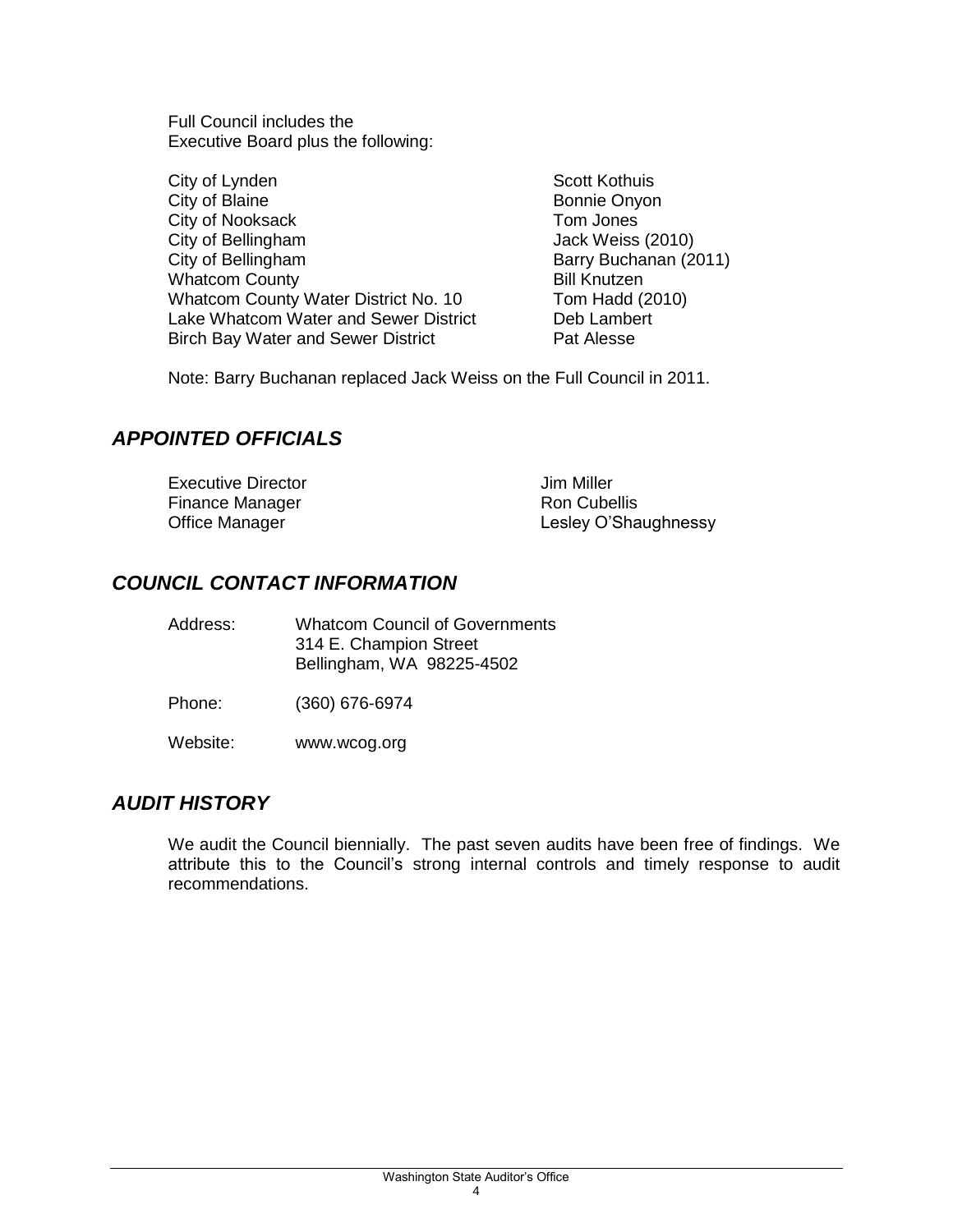Full Council includes the Executive Board plus the following:

| | |
|---|---|
| City of Lynden | Scott Kothuis |
| City of Blaine | Bonnie Onyon |
| City of Nooksack | Tom Jones |
| City of Bellingham | Jack Weiss (2010) |
| City of Bellingham | Barry Buchanan (2011) |
| Whatcom County | Bill Knutzen |
| Whatcom County Water District No. 10 | Tom Hadd (2010) |
| Lake Whatcom Water and Sewer District | Deb Lambert |
| Birch Bay Water and Sewer District | Pat Alesse |

Note: Barry Buchanan replaced Jack Weiss on the Full Council in 2011.

## *APPOINTED OFFICIALS*

| | |
|---|---|
| Executive Director | Jim Miller |
| Finance Manager | Ron Cubellis |
| Office Manager | Lesley O'Shaughnessy |

## *COUNCIL CONTACT INFORMATION*

Address: Whatcom Council of Governments
314 E. Champion Street
Bellingham, WA 98225-4502

Phone: (360) 676-6974

Website: www.wcog.org

## *AUDIT HISTORY*

We audit the Council biennially. The past seven audits have been free of findings. We attribute this to the Council's strong internal controls and timely response to audit recommendations.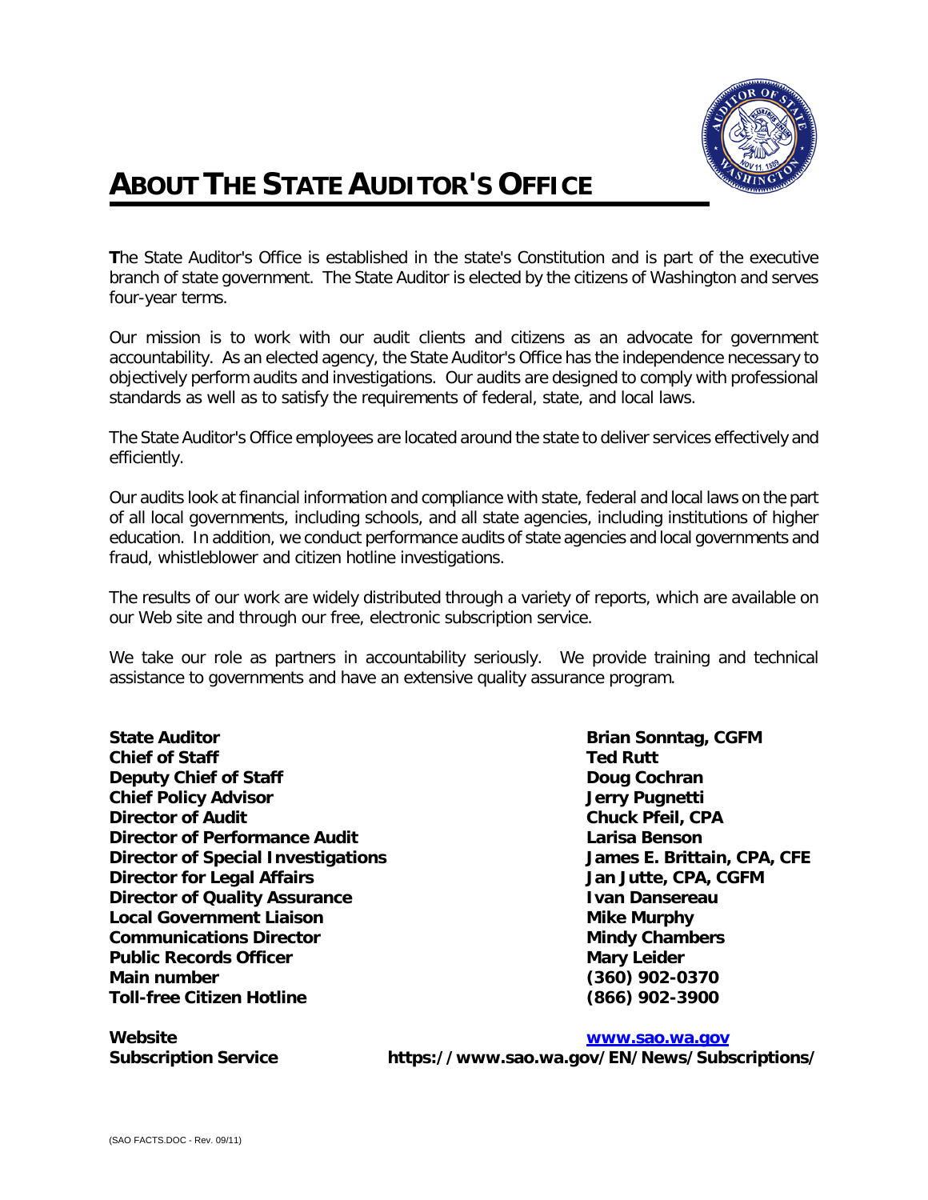# ABOUT THE STATE AUDITOR'S OFFICE

The State Auditor's Office is established in the state's Constitution and is part of the executive branch of state government. The State Auditor is elected by the citizens of Washington and serves four-year terms.

Our mission is to work with our audit clients and citizens as an advocate for government accountability. As an elected agency, the State Auditor's Office has the independence necessary to objectively perform audits and investigations. Our audits are designed to comply with professional standards as well as to satisfy the requirements of federal, state, and local laws.

The State Auditor's Office employees are located around the state to deliver services effectively and efficiently.

Our audits look at financial information and compliance with state, federal and local laws on the part of all local governments, including schools, and all state agencies, including institutions of higher education. In addition, we conduct performance audits of state agencies and local governments and fraud, whistleblower and citizen hotline investigations.

The results of our work are widely distributed through a variety of reports, which are available on our Web site and through our free, electronic subscription service.

We take our role as partners in accountability seriously. We provide training and technical assistance to governments and have an extensive quality assurance program.

| | |
|---|---|
| **State Auditor** | **Brian Sonntag, CGFM** |
| **Chief of Staff** | **Ted Rutt** |
| **Deputy Chief of Staff** | **Doug Cochran** |
| **Chief Policy Advisor** | **Jerry Pugnetti** |
| **Director of Audit** | **Chuck Pfeil, CPA** |
| **Director of Performance Audit** | **Larisa Benson** |
| **Director of Special Investigations** | **James E. Brittain, CPA, CFE** |
| **Director for Legal Affairs** | **Jan Jutte, CPA, CGFM** |
| **Director of Quality Assurance** | **Ivan Dansereau** |
| **Local Government Liaison** | **Mike Murphy** |
| **Communications Director** | **Mindy Chambers** |
| **Public Records Officer** | **Mary Leider** |
| **Main number** | **(360) 902-0370** |
| **Toll-free Citizen Hotline** | **(866) 902-3900** |
| **Website** | **www.sao.wa.gov** |
| **Subscription Service** | **https://www.sao.wa.gov/EN/News/Subscriptions/** |

(SAO FACTS.DOC - Rev. 09/11)